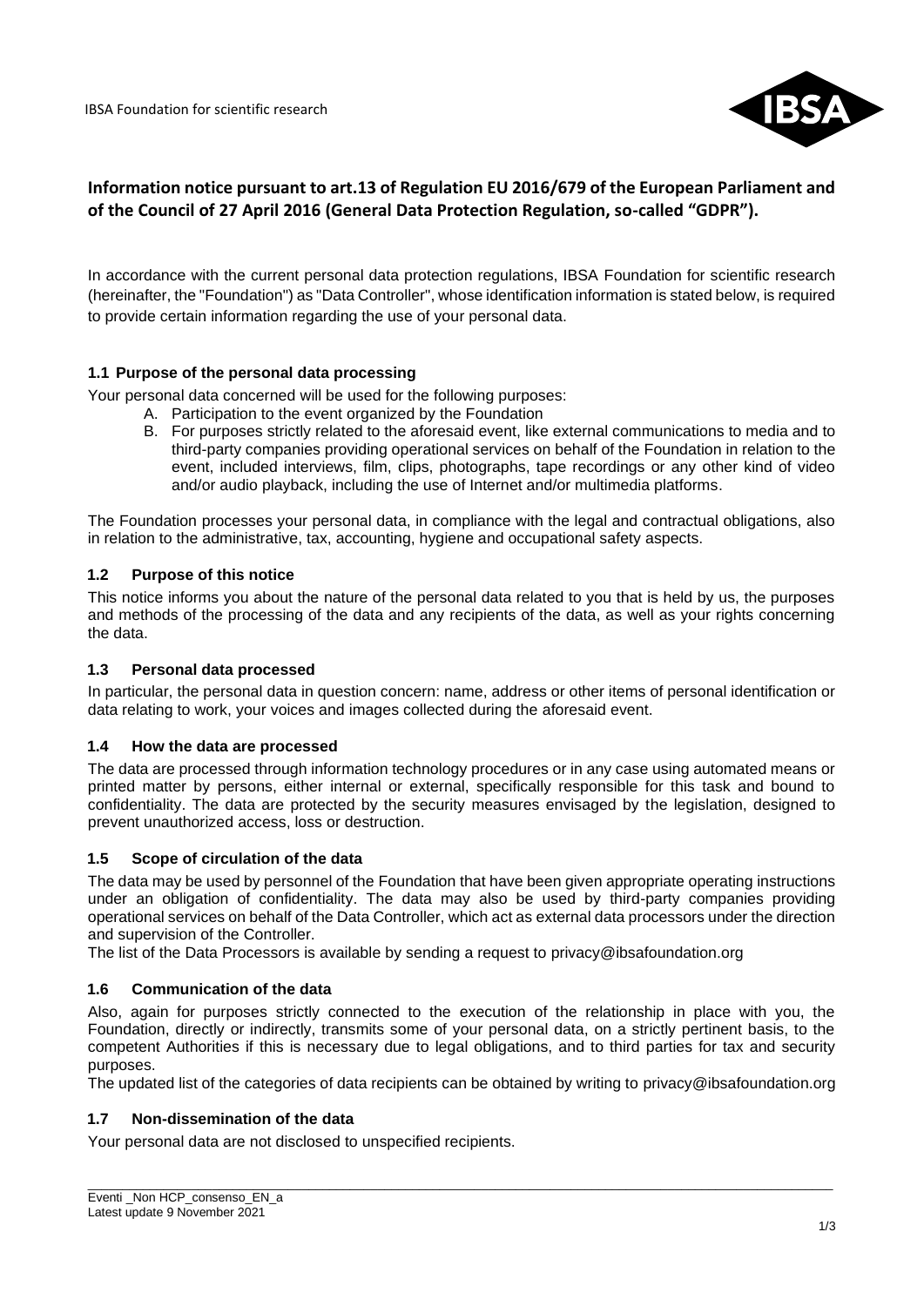IBSA Foundation for scientific research

# Information notice pursuant to art.13 of Regulation EU 2016/679 of the European Parliament and of the Council of 27 April 2016 (General Data Protection Regulation, so-called "GDPR").

In accordance with the current personal data protection regulations, IBSA Foundation for scientific research (hereinafter, the "Foundation") as "Data Controller", whose identification information is stated below, is required to provide certain information regarding the use of your personal data.

### 1.1 Purpose of the personal data processing

Your personal data concerned will be used for the following purposes:

A. Participation to the event organized by the Foundation
B. For purposes strictly related to the aforesaid event, like external communications to media and to third-party companies providing operational services on behalf of the Foundation in relation to the event, included interviews, film, clips, photographs, tape recordings or any other kind of video and/or audio playback, including the use of Internet and/or multimedia platforms.

The Foundation processes your personal data, in compliance with the legal and contractual obligations, also in relation to the administrative, tax, accounting, hygiene and occupational safety aspects.

### 1.2 Purpose of this notice

This notice informs you about the nature of the personal data related to you that is held by us, the purposes and methods of the processing of the data and any recipients of the data, as well as your rights concerning the data.

### 1.3 Personal data processed

In particular, the personal data in question concern: name, address or other items of personal identification or data relating to work, your voices and images collected during the aforesaid event.

### 1.4 How the data are processed

The data are processed through information technology procedures or in any case using automated means or printed matter by persons, either internal or external, specifically responsible for this task and bound to confidentiality. The data are protected by the security measures envisaged by the legislation, designed to prevent unauthorized access, loss or destruction.

### 1.5 Scope of circulation of the data

The data may be used by personnel of the Foundation that have been given appropriate operating instructions under an obligation of confidentiality. The data may also be used by third-party companies providing operational services on behalf of the Data Controller, which act as external data processors under the direction and supervision of the Controller.
The list of the Data Processors is available by sending a request to privacy@ibsafoundation.org

### 1.6 Communication of the data

Also, again for purposes strictly connected to the execution of the relationship in place with you, the Foundation, directly or indirectly, transmits some of your personal data, on a strictly pertinent basis, to the competent Authorities if this is necessary due to legal obligations, and to third parties for tax and security purposes.
The updated list of the categories of data recipients can be obtained by writing to privacy@ibsafoundation.org

### 1.7 Non-dissemination of the data

Your personal data are not disclosed to unspecified recipients.

Eventi _Non HCP_consenso_EN_a
Latest update 9 November 2021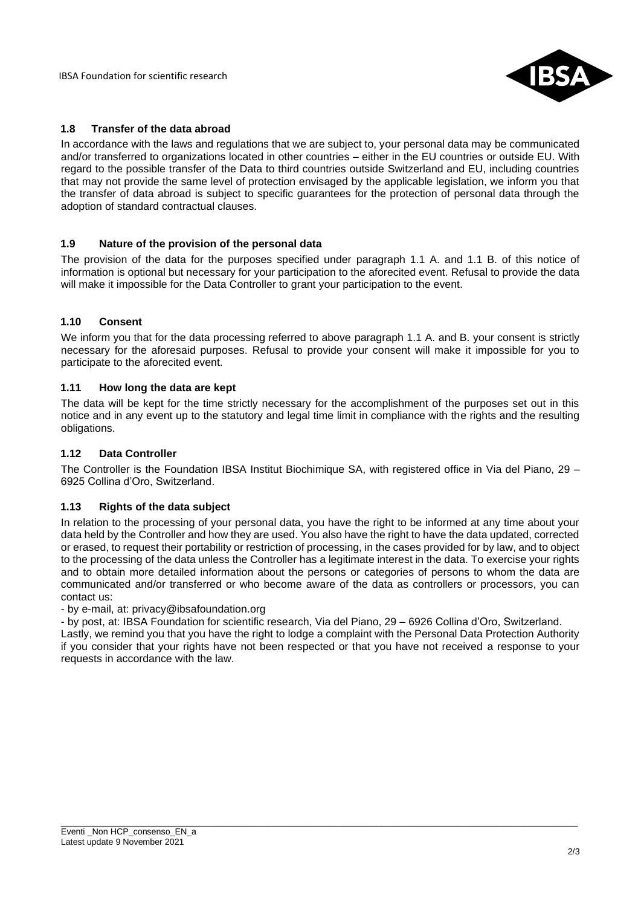### 1.8 Transfer of the data abroad

In accordance with the laws and regulations that we are subject to, your personal data may be communicated and/or transferred to organizations located in other countries – either in the EU countries or outside EU. With regard to the possible transfer of the Data to third countries outside Switzerland and EU, including countries that may not provide the same level of protection envisaged by the applicable legislation, we inform you that the transfer of data abroad is subject to specific guarantees for the protection of personal data through the adoption of standard contractual clauses.

### 1.9 Nature of the provision of the personal data

The provision of the data for the purposes specified under paragraph 1.1 A. and 1.1 B. of this notice of information is optional but necessary for your participation to the aforecited event. Refusal to provide the data will make it impossible for the Data Controller to grant your participation to the event.

### 1.10 Consent

We inform you that for the data processing referred to above paragraph 1.1 A. and B. your consent is strictly necessary for the aforesaid purposes. Refusal to provide your consent will make it impossible for you to participate to the aforecited event.

### 1.11 How long the data are kept

The data will be kept for the time strictly necessary for the accomplishment of the purposes set out in this notice and in any event up to the statutory and legal time limit in compliance with the rights and the resulting obligations.

### 1.12 Data Controller

The Controller is the Foundation IBSA Institut Biochimique SA, with registered office in Via del Piano, 29 – 6925 Collina d'Oro, Switzerland.

### 1.13 Rights of the data subject

In relation to the processing of your personal data, you have the right to be informed at any time about your data held by the Controller and how they are used. You also have the right to have the data updated, corrected or erased, to request their portability or restriction of processing, in the cases provided for by law, and to object to the processing of the data unless the Controller has a legitimate interest in the data. To exercise your rights and to obtain more detailed information about the persons or categories of persons to whom the data are communicated and/or transferred or who become aware of the data as controllers or processors, you can contact us:

- by e-mail, at: privacy@ibsafoundation.org
- by post, at: IBSA Foundation for scientific research, Via del Piano, 29 – 6926 Collina d'Oro, Switzerland.

Lastly, we remind you that you have the right to lodge a complaint with the Personal Data Protection Authority if you consider that your rights have not been respected or that you have not received a response to your requests in accordance with the law.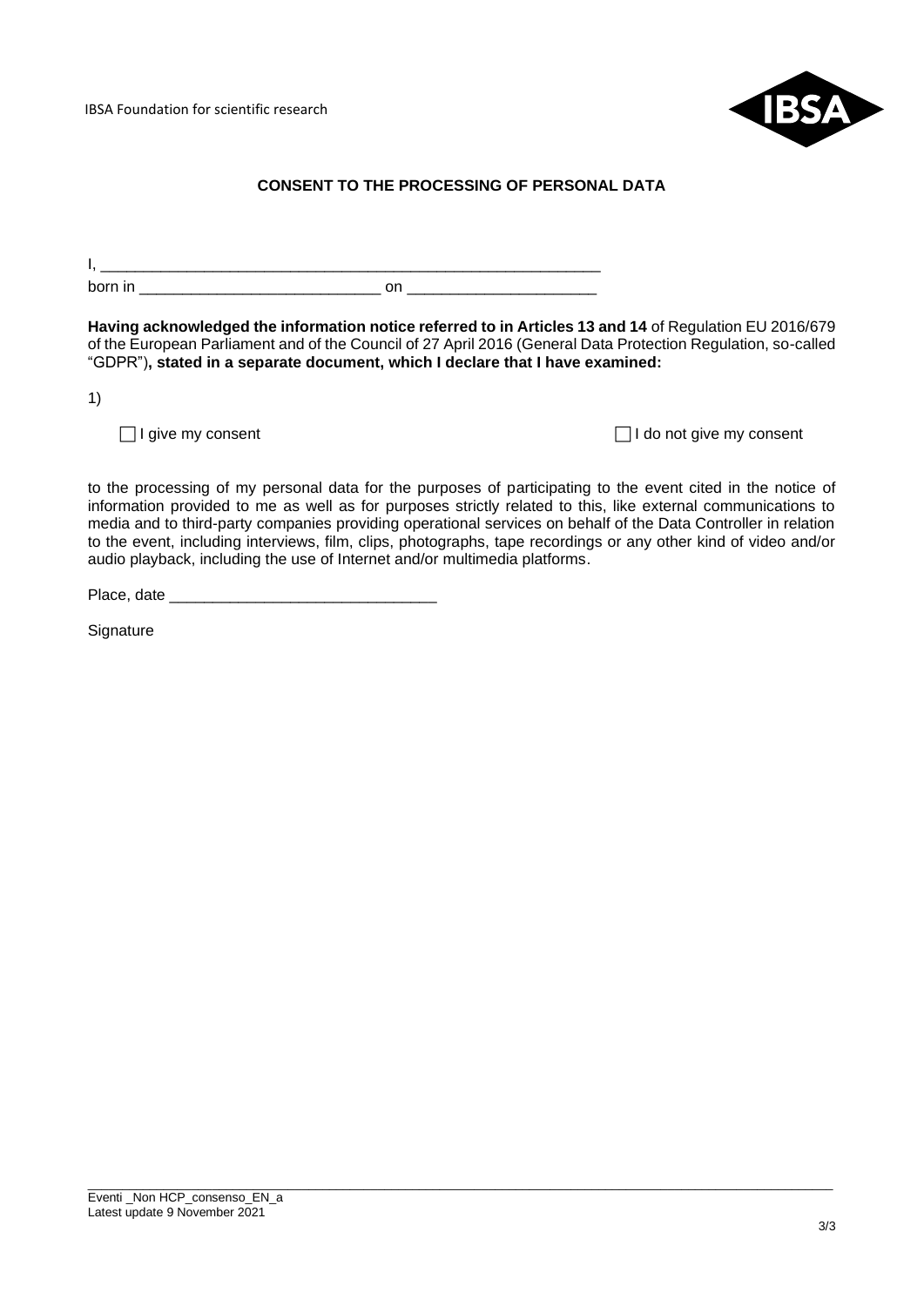IBSA Foundation for scientific research

**CONSENT TO THE PROCESSING OF PERSONAL DATA**

I, ___________________________________________________________

born in ____________________________ on ______________________

**Having acknowledged the information notice referred to in Articles 13 and 14** of Regulation EU 2016/679 of the European Parliament and of the Council of 27 April 2016 (General Data Protection Regulation, so-called "GDPR")**, stated in a separate document, which I declare that I have examined:**

1)

☐ I give my consent ☐ I do not give my consent

to the processing of my personal data for the purposes of participating to the event cited in the notice of information provided to me as well as for purposes strictly related to this, like external communications to media and to third-party companies providing operational services on behalf of the Data Controller in relation to the event, including interviews, film, clips, photographs, tape recordings or any other kind of video and/or audio playback, including the use of Internet and/or multimedia platforms.

Place, date _______________________________

Signature

Eventi _Non HCP_consenso_EN_a
Latest update 9 November 2021